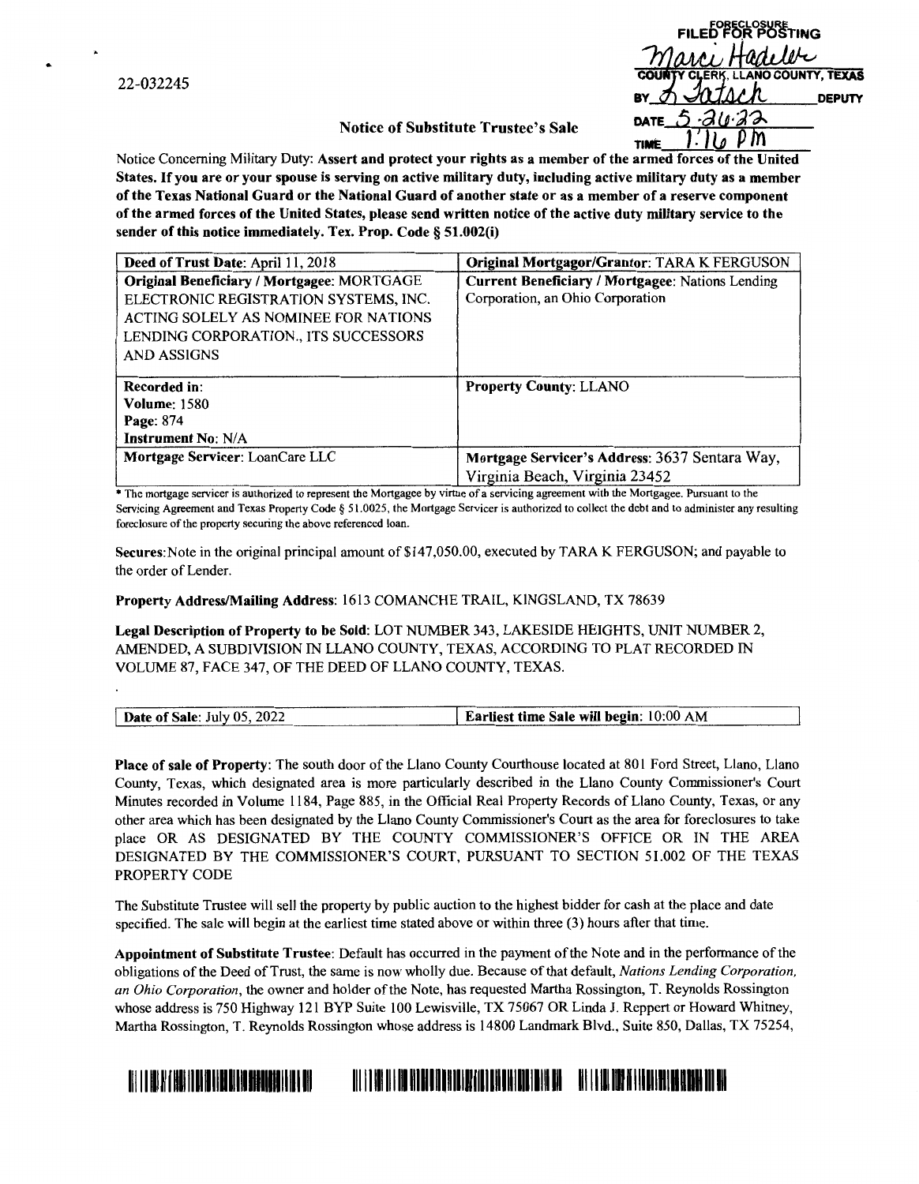22-032245

FORECLOSURE
FILED FOR POSTING
Marci Hadeler
COUNTY CLERK, LLANO COUNTY, TEXAS
BY A Jatsch DEPUTY
DATE 5-26-22
TIME 1:16 PM

## Notice of Substitute Trustee's Sale

Notice Concerning Military Duty: **Assert and protect your rights as a member of the armed forces of the United States. If you are or your spouse is serving on active military duty, including active military duty as a member of the Texas National Guard or the National Guard of another state or as a member of a reserve component of the armed forces of the United States, please send written notice of the active duty military service to the sender of this notice immediately. Tex. Prop. Code § 51.002(i)**

| **Deed of Trust Date**: April 11, 2018 | **Original Mortgagor/Grantor**: TARA K FERGUSON |
|---|---|
| **Original Beneficiary / Mortgagee**: MORTGAGE ELECTRONIC REGISTRATION SYSTEMS, INC. ACTING SOLELY AS NOMINEE FOR NATIONS LENDING CORPORATION., ITS SUCCESSORS AND ASSIGNS | **Current Beneficiary / Mortgagee**: Nations Lending Corporation, an Ohio Corporation |
| **Recorded in**:<br>**Volume**: 1580<br>**Page**: 874<br>**Instrument No**: N/A | **Property County**: LLANO |
| **Mortgage Servicer**: LoanCare LLC | **Mortgage Servicer's Address**: 3637 Sentara Way, Virginia Beach, Virginia 23452 |

\* The mortgage servicer is authorized to represent the Mortgagee by virtue of a servicing agreement with the Mortgagee. Pursuant to the Servicing Agreement and Texas Property Code § 51.0025, the Mortgage Servicer is authorized to collect the debt and to administer any resulting foreclosure of the property securing the above referenced loan.

**Secures**: Note in the original principal amount of $147,050.00, executed by TARA K FERGUSON; and payable to the order of Lender.

**Property Address/Mailing Address**: 1613 COMANCHE TRAIL, KINGSLAND, TX 78639

**Legal Description of Property to be Sold**: LOT NUMBER 343, LAKESIDE HEIGHTS, UNIT NUMBER 2, AMENDED, A SUBDIVISION IN LLANO COUNTY, TEXAS, ACCORDING TO PLAT RECORDED IN VOLUME 87, FACE 347, OF THE DEED OF LLANO COUNTY, TEXAS.

| **Date of Sale**: July 05, 2022 | **Earliest time Sale will begin**: 10:00 AM |
|---|---|

**Place of sale of Property**: The south door of the Llano County Courthouse located at 801 Ford Street, Llano, Llano County, Texas, which designated area is more particularly described in the Llano County Commissioner's Court Minutes recorded in Volume 1184, Page 885, in the Official Real Property Records of Llano County, Texas, or any other area which has been designated by the Llano County Commissioner's Court as the area for foreclosures to take place OR AS DESIGNATED BY THE COUNTY COMMISSIONER'S OFFICE OR IN THE AREA DESIGNATED BY THE COMMISSIONER'S COURT, PURSUANT TO SECTION 51.002 OF THE TEXAS PROPERTY CODE

The Substitute Trustee will sell the property by public auction to the highest bidder for cash at the place and date specified. The sale will begin at the earliest time stated above or within three (3) hours after that time.

**Appointment of Substitute Trustee**: Default has occurred in the payment of the Note and in the performance of the obligations of the Deed of Trust, the same is now wholly due. Because of that default, *Nations Lending Corporation, an Ohio Corporation*, the owner and holder of the Note, has requested Martha Rossington, T. Reynolds Rossington whose address is 750 Highway 121 BYP Suite 100 Lewisville, TX 75067 OR Linda J. Reppert or Howard Whitney, Martha Rossington, T. Reynolds Rossington whose address is 14800 Landmark Blvd., Suite 850, Dallas, TX 75254,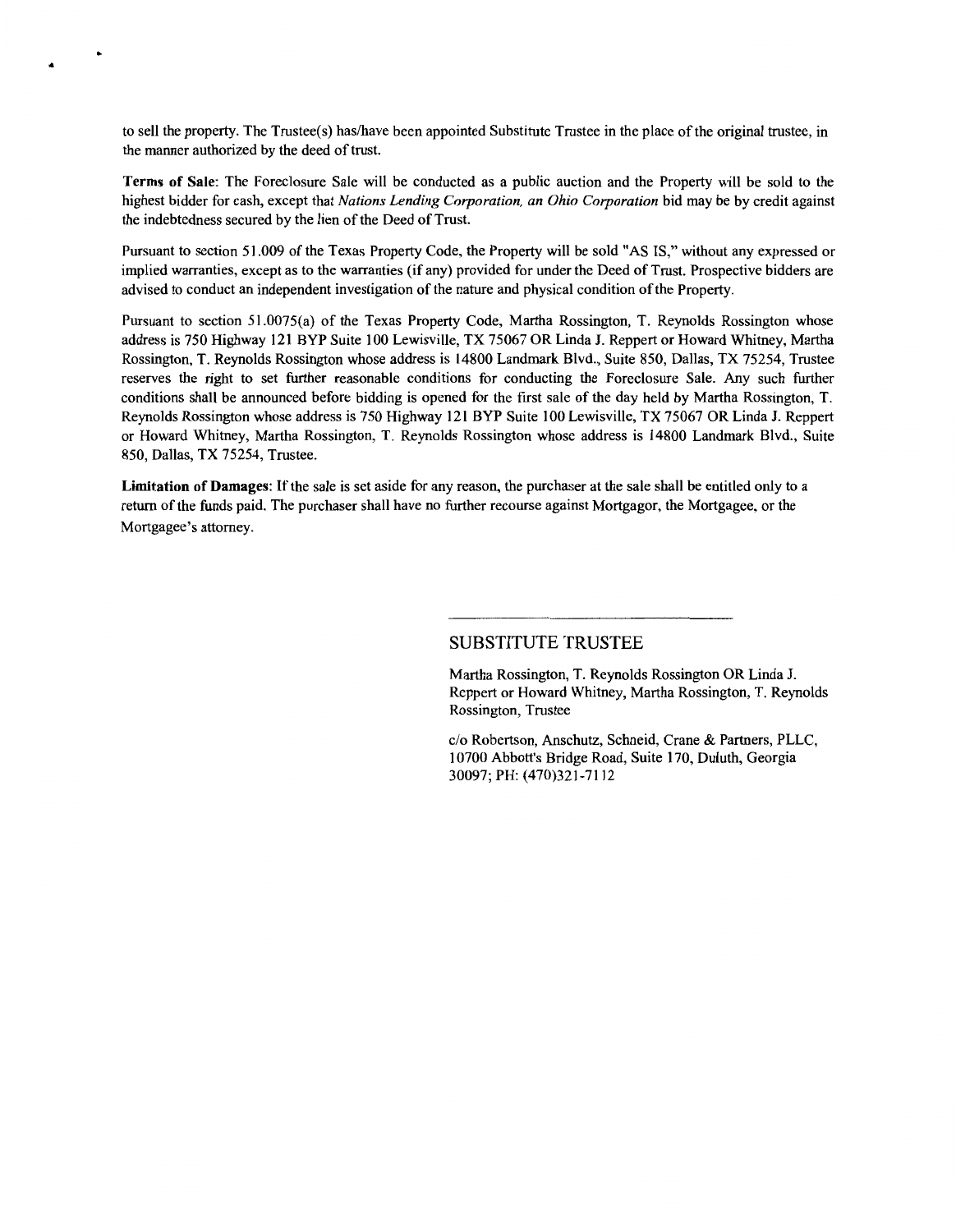to sell the property. The Trustee(s) has/have been appointed Substitute Trustee in the place of the original trustee, in the manner authorized by the deed of trust.

**Terms of Sale**: The Foreclosure Sale will be conducted as a public auction and the Property will be sold to the highest bidder for cash, except that *Nations Lending Corporation, an Ohio Corporation* bid may be by credit against the indebtedness secured by the lien of the Deed of Trust.

Pursuant to section 51.009 of the Texas Property Code, the Property will be sold "AS IS," without any expressed or implied warranties, except as to the warranties (if any) provided for under the Deed of Trust. Prospective bidders are advised to conduct an independent investigation of the nature and physical condition of the Property.

Pursuant to section 51.0075(a) of the Texas Property Code, Martha Rossington, T. Reynolds Rossington whose address is 750 Highway 121 BYP Suite 100 Lewisville, TX 75067 OR Linda J. Reppert or Howard Whitney, Martha Rossington, T. Reynolds Rossington whose address is 14800 Landmark Blvd., Suite 850, Dallas, TX 75254, Trustee reserves the right to set further reasonable conditions for conducting the Foreclosure Sale. Any such further conditions shall be announced before bidding is opened for the first sale of the day held by Martha Rossington, T. Reynolds Rossington whose address is 750 Highway 121 BYP Suite 100 Lewisville, TX 75067 OR Linda J. Reppert or Howard Whitney, Martha Rossington, T. Reynolds Rossington whose address is 14800 Landmark Blvd., Suite 850, Dallas, TX 75254, Trustee.

**Limitation of Damages**: If the sale is set aside for any reason, the purchaser at the sale shall be entitled only to a return of the funds paid. The purchaser shall have no further recourse against Mortgagor, the Mortgagee, or the Mortgagee's attorney.

SUBSTITUTE TRUSTEE

Martha Rossington, T. Reynolds Rossington OR Linda J. Reppert or Howard Whitney, Martha Rossington, T. Reynolds Rossington, Trustee

c/o Robertson, Anschutz, Schneid, Crane & Partners, PLLC, 10700 Abbott's Bridge Road, Suite 170, Duluth, Georgia 30097; PH: (470)321-7112